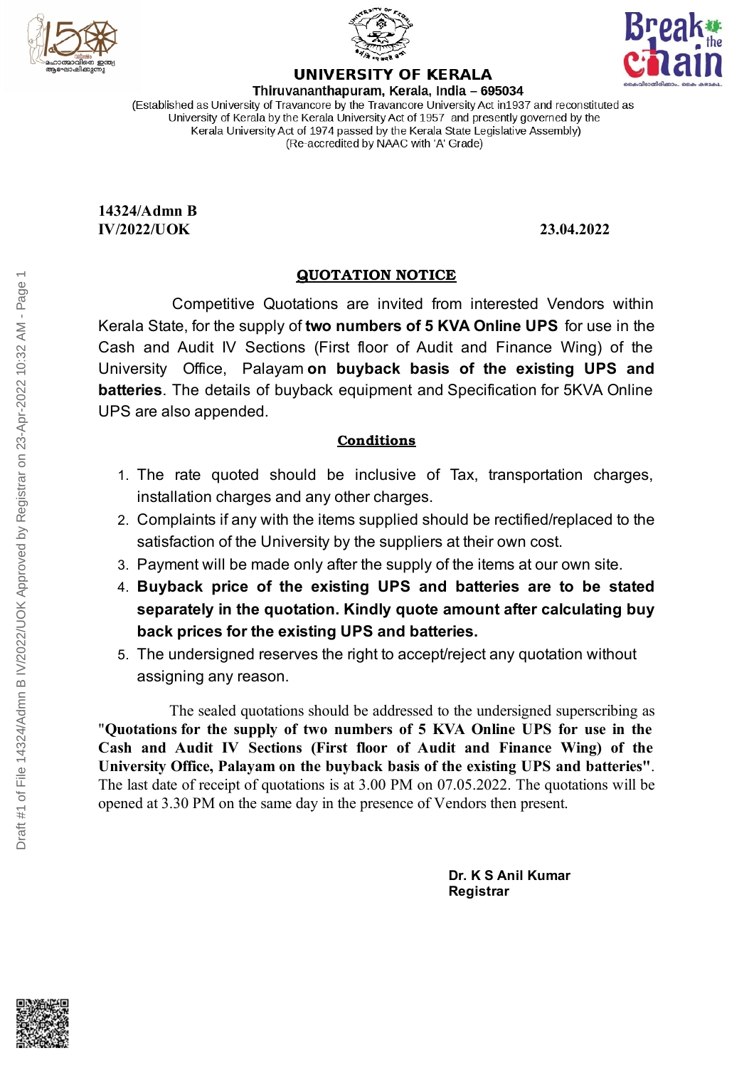# UNIVERSITY OF KERALA

**Thiruvananthapuram, Kerala, India – 695034**

(Established as University of Travancore by the Travancore University Act in1937 and reconstituted as University of Kerala by the Kerala University Act of 1957 and presently governed by the Kerala University Act of 1974 passed by the Kerala State Legislative Assembly)
(Re-accredited by NAAC with 'A' Grade)

**14324/Admn B**
**IV/2022/UOK** **23.04.2022**

## QUOTATION NOTICE

Competitive Quotations are invited from interested Vendors within Kerala State, for the supply of **two numbers of 5 KVA Online UPS** for use in the Cash and Audit IV Sections (First floor of Audit and Finance Wing) of the University Office, Palayam **on buyback basis of the existing UPS and batteries**. The details of buyback equipment and Specification for 5KVA Online UPS are also appended.

### Conditions

1. The rate quoted should be inclusive of Tax, transportation charges, installation charges and any other charges.
2. Complaints if any with the items supplied should be rectified/replaced to the satisfaction of the University by the suppliers at their own cost.
3. Payment will be made only after the supply of the items at our own site.
4. **Buyback price of the existing UPS and batteries are to be stated separately in the quotation. Kindly quote amount after calculating buy back prices for the existing UPS and batteries.**
5. The undersigned reserves the right to accept/reject any quotation without assigning any reason.

The sealed quotations should be addressed to the undersigned superscribing as "**Quotations for the supply of two numbers of 5 KVA Online UPS for use in the Cash and Audit IV Sections (First floor of Audit and Finance Wing) of the University Office, Palayam on the buyback basis of the existing UPS and batteries"**. The last date of receipt of quotations is at 3.00 PM on 07.05.2022. The quotations will be opened at 3.30 PM on the same day in the presence of Vendors then present.

**Dr. K S Anil Kumar**
**Registrar**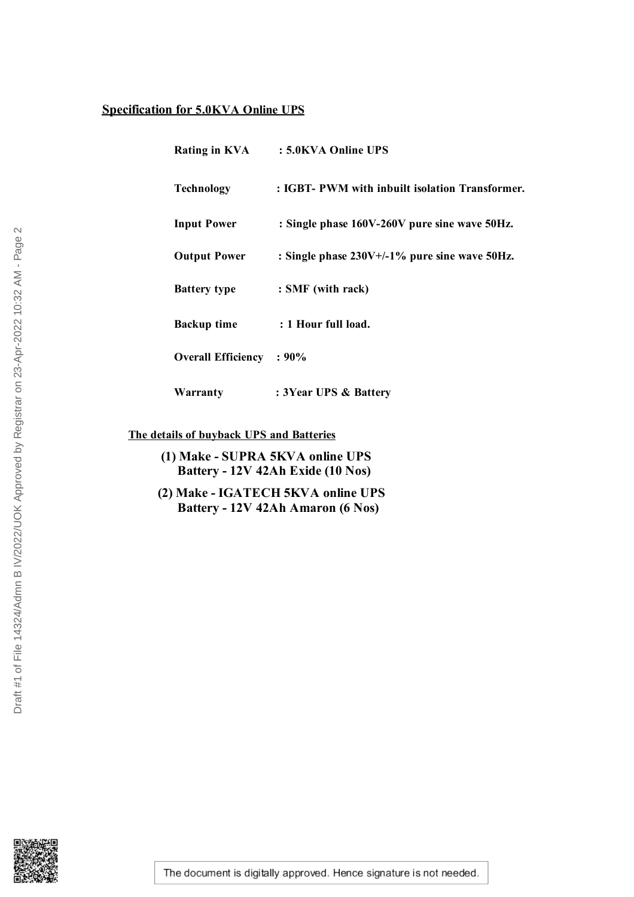**Specification for 5.0KVA Online UPS**

| | |
|---|---|
| **Rating in KVA** | **: 5.0KVA Online UPS** |
| **Technology** | **: IGBT- PWM with inbuilt isolation Transformer.** |
| **Input Power** | **: Single phase 160V-260V pure sine wave 50Hz.** |
| **Output Power** | **: Single phase 230V+/-1% pure sine wave 50Hz.** |
| **Battery type** | **: SMF (with rack)** |
| **Backup time** | **: 1 Hour full load.** |
| **Overall Efficiency** | **: 90%** |
| **Warranty** | **: 3Year UPS & Battery** |

**The details of buyback UPS and Batteries**

**(1) Make - SUPRA 5KVA online UPS**
**Battery - 12V 42Ah Exide (10 Nos)**

**(2) Make - IGATECH 5KVA online UPS**
**Battery - 12V 42Ah Amaron (6 Nos)**

The document is digitally approved. Hence signature is not needed.